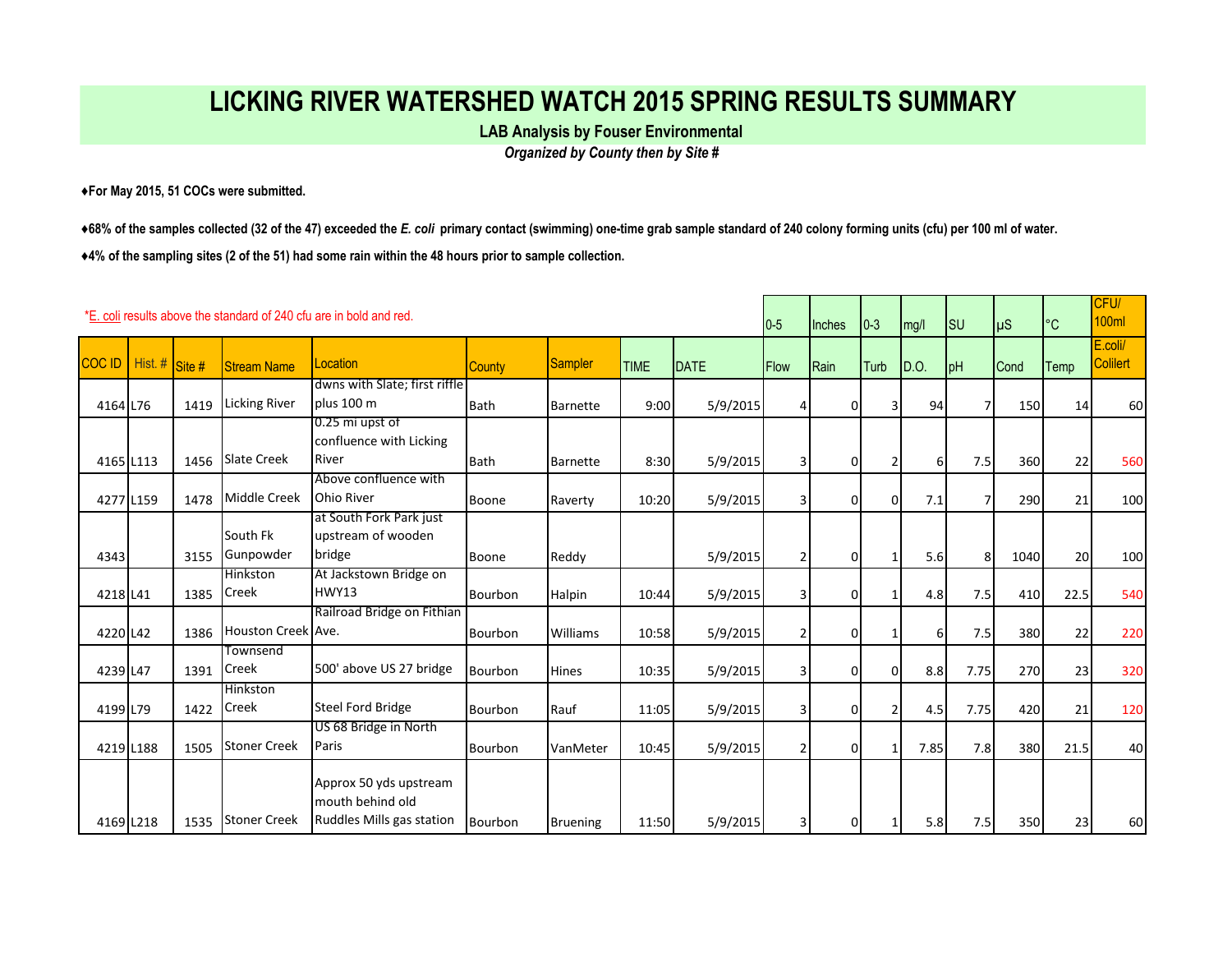# LICKING RIVER WATERSHED WATCH 2015 SPRING RESULTS SUMMARY

**LAB Analysis by Fouser Environmental**

***Organized by County then by Site #***

**♦For May 2015, 51 COCs were submitted.**

**♦68% of the samples collected (32 of the 47) exceeded the *E. coli* primary contact (swimming) one-time grab sample standard of 240 colony forming units (cfu) per 100 ml of water.**

**♦4% of the sampling sites (2 of the 51) had some rain within the 48 hours prior to sample collection.**

*E. coli results above the standard of 240 cfu are in bold and red.

| | | | | | | | | | 0-5 | Inches | 0-3 | mg/l | SU | µS | °C | CFU/ 100ml |
|---|---|---|---|---|---|---|---|---|---|---|---|---|---|---|---|---|
| COC ID | Hist. # | Site # | Stream Name | Location | County | Sampler | TIME | DATE | Flow | Rain | Turb | D.O. | pH | Cond | Temp | E.coli/ Colilert |
| 4164 | L76 | 1419 | Licking River | dwns with Slate; first riffle plus 100 m | Bath | Barnette | 9:00 | 5/9/2015 | 4 | 0 | 3 | 94 | 7 | 150 | 14 | 60 |
| 4165 | L113 | 1456 | Slate Creek | 0.25 mi upst of confluence with Licking River | Bath | Barnette | 8:30 | 5/9/2015 | 3 | 0 | 2 | 6 | 7.5 | 360 | 22 | **560** |
| 4277 | L159 | 1478 | Middle Creek | Above confluence with Ohio River | Boone | Raverty | 10:20 | 5/9/2015 | 3 | 0 | 0 | 7.1 | 7 | 290 | 21 | 100 |
| 4343 | | 3155 | South Fk Gunpowder | at South Fork Park just upstream of wooden bridge | Boone | Reddy | | 5/9/2015 | 2 | 0 | 1 | 5.6 | 8 | 1040 | 20 | 100 |
| 4218 | L41 | 1385 | Hinkston Creek | At Jackstown Bridge on HWY13 | Bourbon | Halpin | 10:44 | 5/9/2015 | 3 | 0 | 1 | 4.8 | 7.5 | 410 | 22.5 | **540** |
| 4220 | L42 | 1386 | Houston Creek | Railroad Bridge on Fithian Ave. | Bourbon | Williams | 10:58 | 5/9/2015 | 2 | 0 | 1 | 6 | 7.5 | 380 | 22 | 220 |
| 4239 | L47 | 1391 | Townsend Creek | 500' above US 27 bridge | Bourbon | Hines | 10:35 | 5/9/2015 | 3 | 0 | 0 | 8.8 | 7.75 | 270 | 23 | **320** |
| 4199 | L79 | 1422 | Hinkston Creek | Steel Ford Bridge | Bourbon | Rauf | 11:05 | 5/9/2015 | 3 | 0 | 2 | 4.5 | 7.75 | 420 | 21 | 120 |
| 4219 | L188 | 1505 | Stoner Creek | US 68 Bridge in North Paris | Bourbon | VanMeter | 10:45 | 5/9/2015 | 2 | 0 | 1 | 7.85 | 7.8 | 380 | 21.5 | 40 |
| 4169 | L218 | 1535 | Stoner Creek | Approx 50 yds upstream mouth behind old Ruddles Mills gas station | Bourbon | Bruening | 11:50 | 5/9/2015 | 3 | 0 | 1 | 5.8 | 7.5 | 350 | 23 | 60 |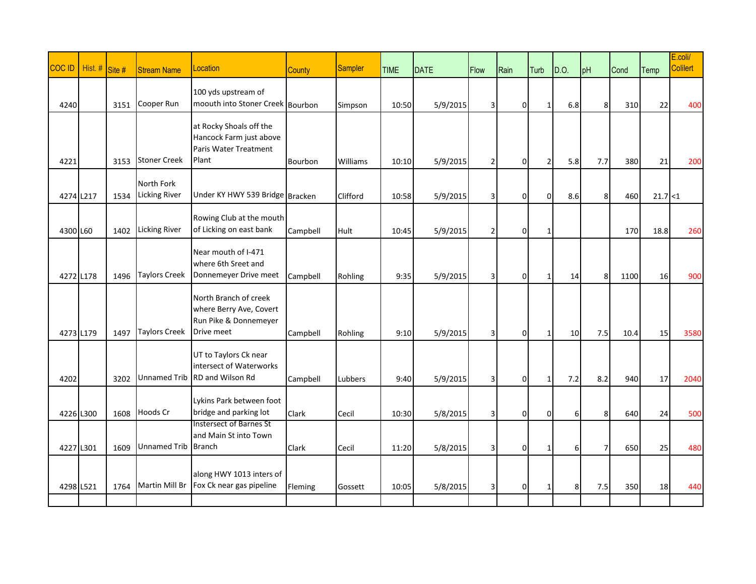| COC ID | Hist. # | Site # | Stream Name | Location | County | Sampler | TIME | DATE | Flow | Rain | Turb | D.O. | pH | Cond | Temp | E.coli/ Colilert |
|---|---|---|---|---|---|---|---|---|---|---|---|---|---|---|---|---|
| 4240 | | 3151 | Cooper Run | 100 yds upstream of moouth into Stoner Creek | Bourbon | Simpson | 10:50 | 5/9/2015 | 3 | 0 | 1 | 6.8 | 8 | 310 | 22 | 400 |
| 4221 | | 3153 | Stoner Creek | at Rocky Shoals off the Hancock Farm just above Paris Water Treatment Plant | Bourbon | Williams | 10:10 | 5/9/2015 | 2 | 0 | 2 | 5.8 | 7.7 | 380 | 21 | 200 |
| 4274 | L217 | 1534 | North Fork Licking River | Under KY HWY 539 Bridge | Bracken | Clifford | 10:58 | 5/9/2015 | 3 | 0 | 0 | 8.6 | 8 | 460 | 21.7 | <1 |
| 4300 | L60 | 1402 | Licking River | Rowing Club at the mouth of Licking on east bank | Campbell | Hult | 10:45 | 5/9/2015 | 2 | 0 | 1 | | | 170 | 18.8 | 260 |
| 4272 | L178 | 1496 | Taylors Creek | Near mouth of I-471 where 6th Sreet and Donnemeyer Drive meet | Campbell | Rohling | 9:35 | 5/9/2015 | 3 | 0 | 1 | 14 | 8 | 1100 | 16 | 900 |
| 4273 | L179 | 1497 | Taylors Creek | North Branch of creek where Berry Ave, Covert Run Pike & Donnemeyer Drive meet | Campbell | Rohling | 9:10 | 5/9/2015 | 3 | 0 | 1 | 10 | 7.5 | 10.4 | 15 | 3580 |
| 4202 | | 3202 | Unnamed Trib | UT to Taylors Ck near intersect of Waterworks RD and Wilson Rd | Campbell | Lubbers | 9:40 | 5/9/2015 | 3 | 0 | 1 | 7.2 | 8.2 | 940 | 17 | 2040 |
| 4226 | L300 | 1608 | Hoods Cr | Lykins Park between foot bridge and parking lot | Clark | Cecil | 10:30 | 5/8/2015 | 3 | 0 | 0 | 6 | 8 | 640 | 24 | 500 |
| 4227 | L301 | 1609 | Unnamed Trib | Instersect of Barnes St and Main St into Town Branch | Clark | Cecil | 11:20 | 5/8/2015 | 3 | 0 | 1 | 6 | 7 | 650 | 25 | 480 |
| 4298 | L521 | 1764 | Martin Mill Br | along HWY 1013 inters of Fox Ck near gas pipeline | Fleming | Gossett | 10:05 | 5/8/2015 | 3 | 0 | 1 | 8 | 7.5 | 350 | 18 | 440 |
| | | | | | | | | | | | | | | | | |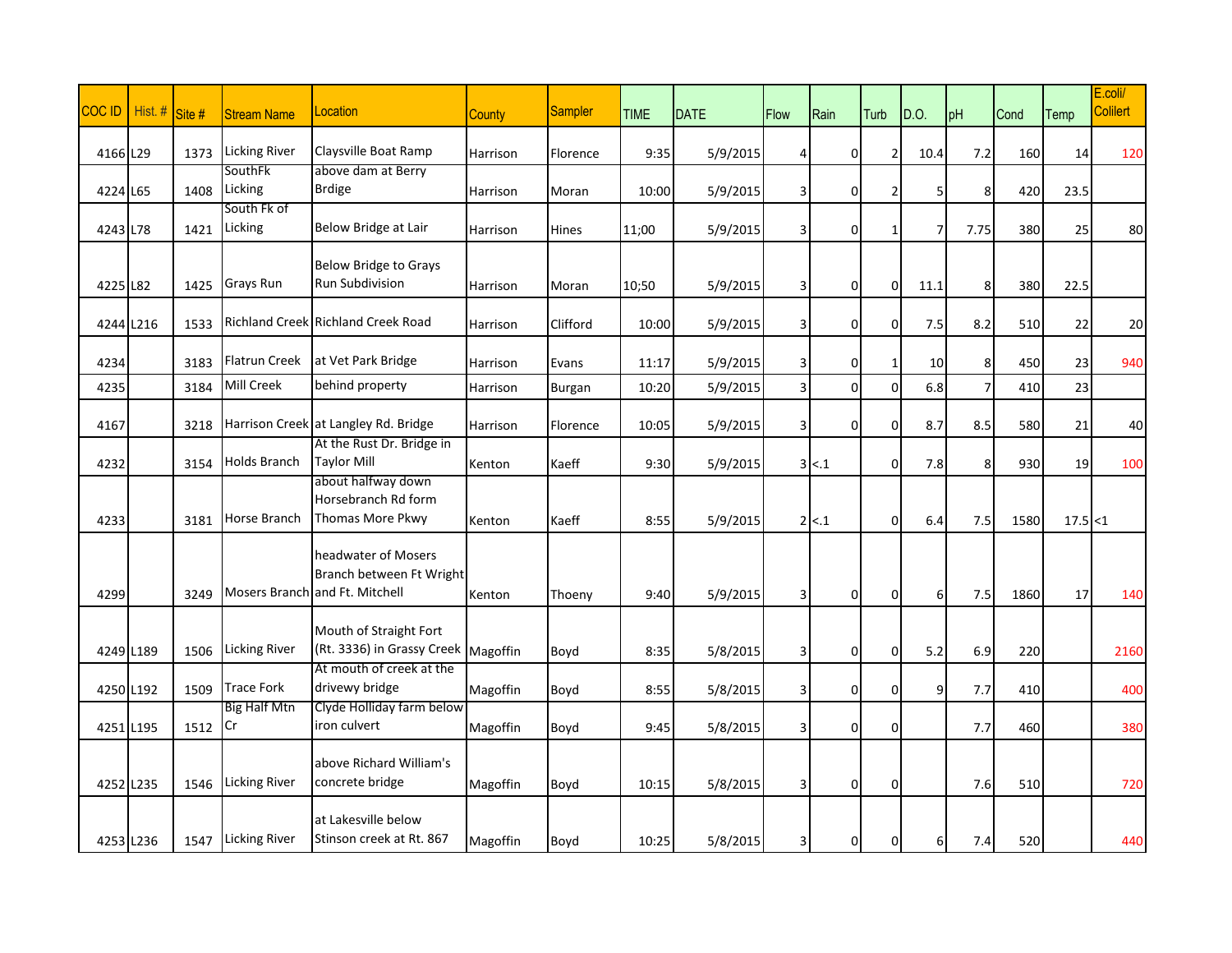| COC ID | Hist. # | Site # | Stream Name | Location | County | Sampler | TIME | DATE | Flow | Rain | Turb | D.O. | pH | Cond | Temp | E.coli/ Colilert |
|---|---|---|---|---|---|---|---|---|---|---|---|---|---|---|---|---|
| 4166 | L29 | 1373 | Licking River | Claysville Boat Ramp | Harrison | Florence | 9:35 | 5/9/2015 | 4 | 0 | 2 | 10.4 | 7.2 | 160 | 14 | 120 |
| 4224 | L65 | 1408 | SouthFk Licking | above dam at Berry Brdige | Harrison | Moran | 10:00 | 5/9/2015 | 3 | 0 | 2 | 5 | 8 | 420 | 23.5 | |
| 4243 | L78 | 1421 | South Fk of Licking | Below Bridge at Lair | Harrison | Hines | 11;00 | 5/9/2015 | 3 | 0 | 1 | 7 | 7.75 | 380 | 25 | 80 |
| 4225 | L82 | 1425 | Grays Run | Below Bridge to Grays Run Subdivision | Harrison | Moran | 10;50 | 5/9/2015 | 3 | 0 | 0 | 11.1 | 8 | 380 | 22.5 | |
| 4244 | L216 | 1533 | Richland Creek | Richland Creek Road | Harrison | Clifford | 10:00 | 5/9/2015 | 3 | 0 | 0 | 7.5 | 8.2 | 510 | 22 | 20 |
| 4234 | | 3183 | Flatrun Creek | at Vet Park Bridge | Harrison | Evans | 11:17 | 5/9/2015 | 3 | 0 | 1 | 10 | 8 | 450 | 23 | 940 |
| 4235 | | 3184 | Mill Creek | behind property | Harrison | Burgan | 10:20 | 5/9/2015 | 3 | 0 | 0 | 6.8 | 7 | 410 | 23 | |
| 4167 | | 3218 | Harrison Creek | at Langley Rd. Bridge | Harrison | Florence | 10:05 | 5/9/2015 | 3 | 0 | 0 | 8.7 | 8.5 | 580 | 21 | 40 |
| 4232 | | 3154 | Holds Branch | At the Rust Dr. Bridge in Taylor Mill | Kenton | Kaeff | 9:30 | 5/9/2015 | 3 | <.1 | 0 | 7.8 | 8 | 930 | 19 | 100 |
| 4233 | | 3181 | Horse Branch | about halfway down Horsebranch Rd form Thomas More Pkwy | Kenton | Kaeff | 8:55 | 5/9/2015 | 2 | <.1 | 0 | 6.4 | 7.5 | 1580 | 17.5 | <1 |
| 4299 | | 3249 | Mosers Branch | headwater of Mosers Branch between Ft Wright and Ft. Mitchell | Kenton | Thoeny | 9:40 | 5/9/2015 | 3 | 0 | 0 | 6 | 7.5 | 1860 | 17 | 140 |
| 4249 | L189 | 1506 | Licking River | Mouth of Straight Fort (Rt. 3336) in Grassy Creek | Magoffin | Boyd | 8:35 | 5/8/2015 | 3 | 0 | 0 | 5.2 | 6.9 | 220 | | 2160 |
| 4250 | L192 | 1509 | Trace Fork | At mouth of creek at the drivewy bridge | Magoffin | Boyd | 8:55 | 5/8/2015 | 3 | 0 | 0 | 9 | 7.7 | 410 | | 400 |
| 4251 | L195 | 1512 | Big Half Mtn Cr | Clyde Holliday farm below iron culvert | Magoffin | Boyd | 9:45 | 5/8/2015 | 3 | 0 | 0 | | 7.7 | 460 | | 380 |
| 4252 | L235 | 1546 | Licking River | above Richard William's concrete bridge | Magoffin | Boyd | 10:15 | 5/8/2015 | 3 | 0 | 0 | | 7.6 | 510 | | 720 |
| 4253 | L236 | 1547 | Licking River | at Lakesville below Stinson creek at Rt. 867 | Magoffin | Boyd | 10:25 | 5/8/2015 | 3 | 0 | 0 | 6 | 7.4 | 520 | | 440 |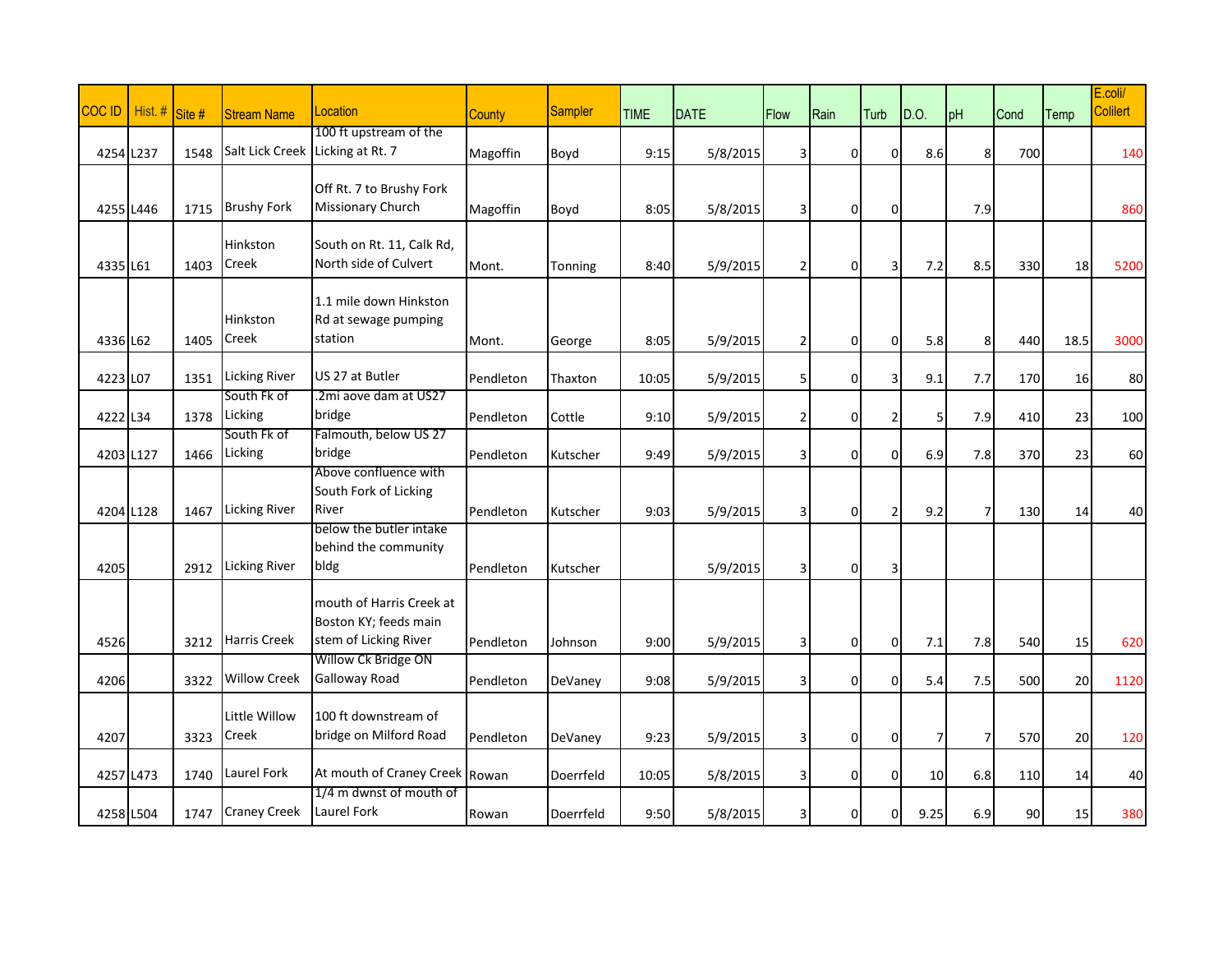| COC ID | Hist. # | Site # | Stream Name | Location | County | Sampler | TIME | DATE | Flow | Rain | Turb | D.O. | pH | Cond | Temp | E.coli/ Colilert |
|---|---|---|---|---|---|---|---|---|---|---|---|---|---|---|---|---|
| 4254 | L237 | 1548 | Salt Lick Creek | 100 ft upstream of the Licking at Rt. 7 | Magoffin | Boyd | 9:15 | 5/8/2015 | 3 | 0 | 0 | 8.6 | 8 | 700 | | 140 |
| 4255 | L446 | 1715 | Brushy Fork | Off Rt. 7 to Brushy Fork Missionary Church | Magoffin | Boyd | 8:05 | 5/8/2015 | 3 | 0 | 0 | | 7.9 | | | 860 |
| 4335 | L61 | 1403 | Hinkston Creek | South on Rt. 11, Calk Rd, North side of Culvert | Mont. | Tonning | 8:40 | 5/9/2015 | 2 | 0 | 3 | 7.2 | 8.5 | 330 | 18 | 5200 |
| 4336 | L62 | 1405 | Hinkston Creek | 1.1 mile down Hinkston Rd at sewage pumping station | Mont. | George | 8:05 | 5/9/2015 | 2 | 0 | 0 | 5.8 | 8 | 440 | 18.5 | 3000 |
| 4223 | L07 | 1351 | Licking River | US 27 at Butler | Pendleton | Thaxton | 10:05 | 5/9/2015 | 5 | 0 | 3 | 9.1 | 7.7 | 170 | 16 | 80 |
| 4222 | L34 | 1378 | South Fk of Licking | .2mi aove dam at US27 bridge | Pendleton | Cottle | 9:10 | 5/9/2015 | 2 | 0 | 2 | 5 | 7.9 | 410 | 23 | 100 |
| 4203 | L127 | 1466 | South Fk of Licking | Falmouth, below US 27 bridge | Pendleton | Kutscher | 9:49 | 5/9/2015 | 3 | 0 | 0 | 6.9 | 7.8 | 370 | 23 | 60 |
| 4204 | L128 | 1467 | Licking River | Above confluence with South Fork of Licking River | Pendleton | Kutscher | 9:03 | 5/9/2015 | 3 | 0 | 2 | 9.2 | 7 | 130 | 14 | 40 |
| 4205 | | 2912 | Licking River | below the butler intake behind the community bldg | Pendleton | Kutscher | | 5/9/2015 | 3 | 0 | 3 | | | | | |
| 4526 | | 3212 | Harris Creek | mouth of Harris Creek at Boston KY; feeds main stem of Licking River | Pendleton | Johnson | 9:00 | 5/9/2015 | 3 | 0 | 0 | 7.1 | 7.8 | 540 | 15 | 620 |
| 4206 | | 3322 | Willow Creek | Willow Ck Bridge ON Galloway Road | Pendleton | DeVaney | 9:08 | 5/9/2015 | 3 | 0 | 0 | 5.4 | 7.5 | 500 | 20 | 1120 |
| 4207 | | 3323 | Little Willow Creek | 100 ft downstream of bridge on Milford Road | Pendleton | DeVaney | 9:23 | 5/9/2015 | 3 | 0 | 0 | 7 | 7 | 570 | 20 | 120 |
| 4257 | L473 | 1740 | Laurel Fork | At mouth of Craney Creek | Rowan | Doerrfeld | 10:05 | 5/8/2015 | 3 | 0 | 0 | 10 | 6.8 | 110 | 14 | 40 |
| 4258 | L504 | 1747 | Craney Creek | 1/4 m dwnst of mouth of Laurel Fork | Rowan | Doerrfeld | 9:50 | 5/8/2015 | 3 | 0 | 0 | 9.25 | 6.9 | 90 | 15 | 380 |